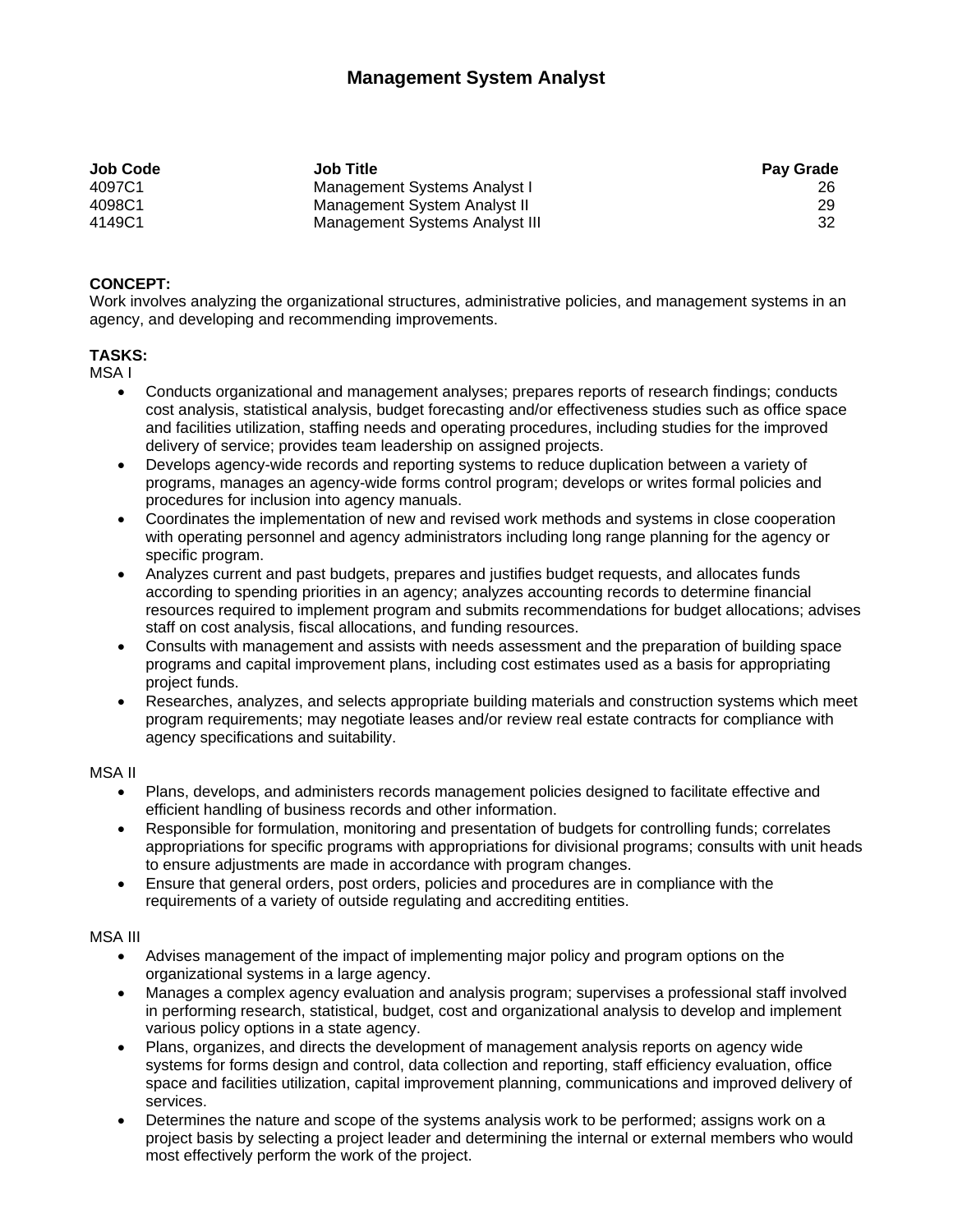# Management System Analyst

| Job Code | Job Title | Pay Grade |
|---|---|---|
| 4097C1 | Management Systems Analyst I | 26 |
| 4098C1 | Management System Analyst II | 29 |
| 4149C1 | Management Systems Analyst III | 32 |

**CONCEPT:**
Work involves analyzing the organizational structures, administrative policies, and management systems in an agency, and developing and recommending improvements.

**TASKS:**
MSA I

- Conducts organizational and management analyses; prepares reports of research findings; conducts cost analysis, statistical analysis, budget forecasting and/or effectiveness studies such as office space and facilities utilization, staffing needs and operating procedures, including studies for the improved delivery of service; provides team leadership on assigned projects.
- Develops agency-wide records and reporting systems to reduce duplication between a variety of programs, manages an agency-wide forms control program; develops or writes formal policies and procedures for inclusion into agency manuals.
- Coordinates the implementation of new and revised work methods and systems in close cooperation with operating personnel and agency administrators including long range planning for the agency or specific program.
- Analyzes current and past budgets, prepares and justifies budget requests, and allocates funds according to spending priorities in an agency; analyzes accounting records to determine financial resources required to implement program and submits recommendations for budget allocations; advises staff on cost analysis, fiscal allocations, and funding resources.
- Consults with management and assists with needs assessment and the preparation of building space programs and capital improvement plans, including cost estimates used as a basis for appropriating project funds.
- Researches, analyzes, and selects appropriate building materials and construction systems which meet program requirements; may negotiate leases and/or review real estate contracts for compliance with agency specifications and suitability.

MSA II

- Plans, develops, and administers records management policies designed to facilitate effective and efficient handling of business records and other information.
- Responsible for formulation, monitoring and presentation of budgets for controlling funds; correlates appropriations for specific programs with appropriations for divisional programs; consults with unit heads to ensure adjustments are made in accordance with program changes.
- Ensure that general orders, post orders, policies and procedures are in compliance with the requirements of a variety of outside regulating and accrediting entities.

MSA III

- Advises management of the impact of implementing major policy and program options on the organizational systems in a large agency.
- Manages a complex agency evaluation and analysis program; supervises a professional staff involved in performing research, statistical, budget, cost and organizational analysis to develop and implement various policy options in a state agency.
- Plans, organizes, and directs the development of management analysis reports on agency wide systems for forms design and control, data collection and reporting, staff efficiency evaluation, office space and facilities utilization, capital improvement planning, communications and improved delivery of services.
- Determines the nature and scope of the systems analysis work to be performed; assigns work on a project basis by selecting a project leader and determining the internal or external members who would most effectively perform the work of the project.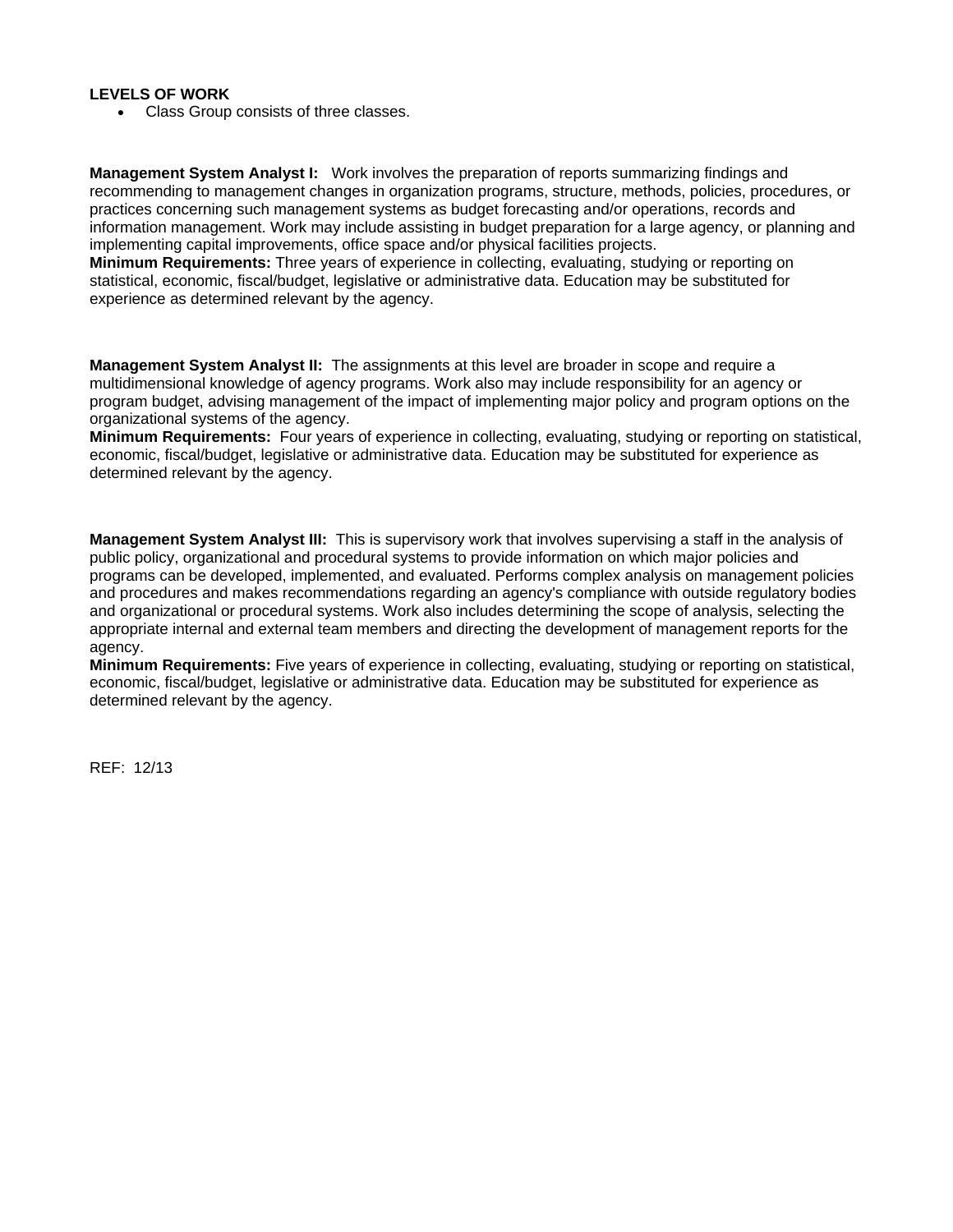**LEVELS OF WORK**

- Class Group consists of three classes.

**Management System Analyst I:** Work involves the preparation of reports summarizing findings and recommending to management changes in organization programs, structure, methods, policies, procedures, or practices concerning such management systems as budget forecasting and/or operations, records and information management. Work may include assisting in budget preparation for a large agency, or planning and implementing capital improvements, office space and/or physical facilities projects.
**Minimum Requirements:** Three years of experience in collecting, evaluating, studying or reporting on statistical, economic, fiscal/budget, legislative or administrative data. Education may be substituted for experience as determined relevant by the agency.

**Management System Analyst II:** The assignments at this level are broader in scope and require a multidimensional knowledge of agency programs. Work also may include responsibility for an agency or program budget, advising management of the impact of implementing major policy and program options on the organizational systems of the agency.
**Minimum Requirements:** Four years of experience in collecting, evaluating, studying or reporting on statistical, economic, fiscal/budget, legislative or administrative data. Education may be substituted for experience as determined relevant by the agency.

**Management System Analyst III:** This is supervisory work that involves supervising a staff in the analysis of public policy, organizational and procedural systems to provide information on which major policies and programs can be developed, implemented, and evaluated. Performs complex analysis on management policies and procedures and makes recommendations regarding an agency's compliance with outside regulatory bodies and organizational or procedural systems. Work also includes determining the scope of analysis, selecting the appropriate internal and external team members and directing the development of management reports for the agency.
**Minimum Requirements:** Five years of experience in collecting, evaluating, studying or reporting on statistical, economic, fiscal/budget, legislative or administrative data. Education may be substituted for experience as determined relevant by the agency.

REF: 12/13